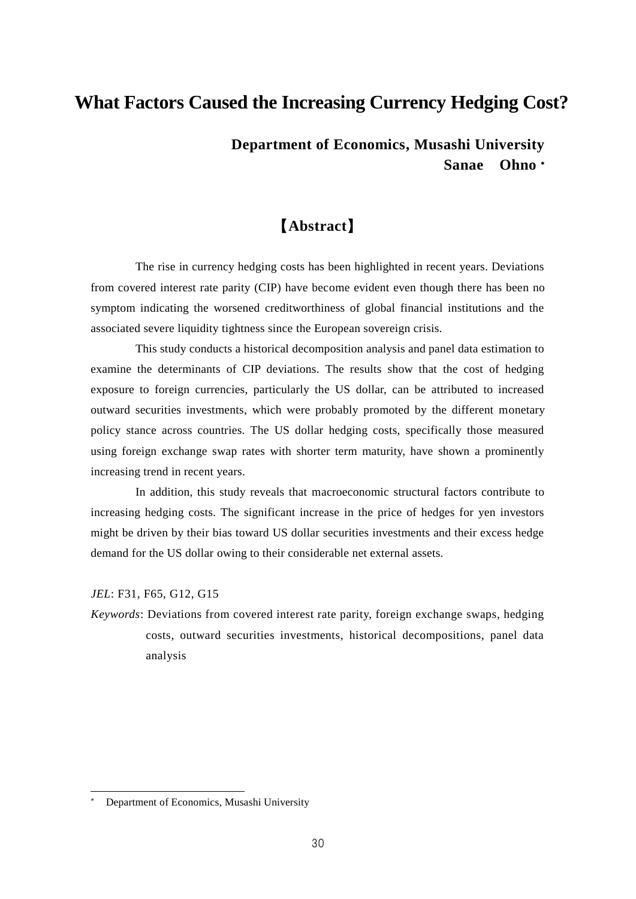# What Factors Caused the Increasing Currency Hedging Cost?

**Department of Economics, Musashi University**
**Sanae　Ohno** *

## 【Abstract】

The rise in currency hedging costs has been highlighted in recent years. Deviations from covered interest rate parity (CIP) have become evident even though there has been no symptom indicating the worsened creditworthiness of global financial institutions and the associated severe liquidity tightness since the European sovereign crisis.

This study conducts a historical decomposition analysis and panel data estimation to examine the determinants of CIP deviations. The results show that the cost of hedging exposure to foreign currencies, particularly the US dollar, can be attributed to increased outward securities investments, which were probably promoted by the different monetary policy stance across countries. The US dollar hedging costs, specifically those measured using foreign exchange swap rates with shorter term maturity, have shown a prominently increasing trend in recent years.

In addition, this study reveals that macroeconomic structural factors contribute to increasing hedging costs. The significant increase in the price of hedges for yen investors might be driven by their bias toward US dollar securities investments and their excess hedge demand for the US dollar owing to their considerable net external assets.

*JEL*: F31, F65, G12, G15

*Keywords*: Deviations from covered interest rate parity, foreign exchange swaps, hedging costs, outward securities investments, historical decompositions, panel data analysis

---

* Department of Economics, Musashi University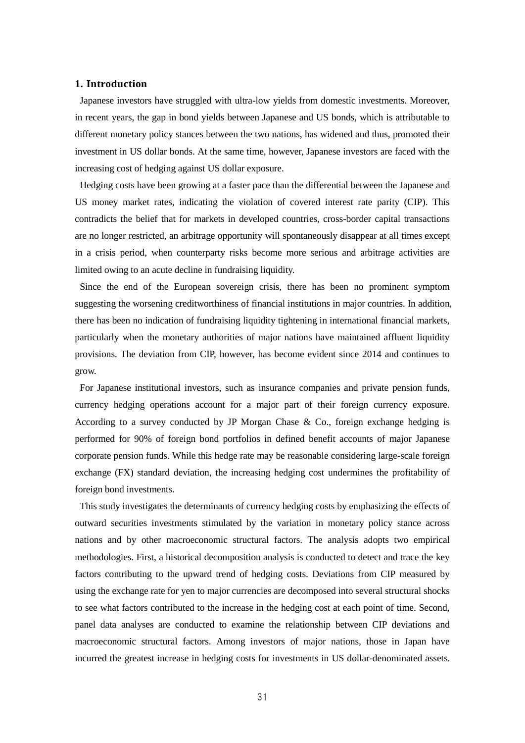## 1. Introduction

Japanese investors have struggled with ultra-low yields from domestic investments. Moreover, in recent years, the gap in bond yields between Japanese and US bonds, which is attributable to different monetary policy stances between the two nations, has widened and thus, promoted their investment in US dollar bonds. At the same time, however, Japanese investors are faced with the increasing cost of hedging against US dollar exposure.

Hedging costs have been growing at a faster pace than the differential between the Japanese and US money market rates, indicating the violation of covered interest rate parity (CIP). This contradicts the belief that for markets in developed countries, cross-border capital transactions are no longer restricted, an arbitrage opportunity will spontaneously disappear at all times except in a crisis period, when counterparty risks become more serious and arbitrage activities are limited owing to an acute decline in fundraising liquidity.

Since the end of the European sovereign crisis, there has been no prominent symptom suggesting the worsening creditworthiness of financial institutions in major countries. In addition, there has been no indication of fundraising liquidity tightening in international financial markets, particularly when the monetary authorities of major nations have maintained affluent liquidity provisions. The deviation from CIP, however, has become evident since 2014 and continues to grow.

For Japanese institutional investors, such as insurance companies and private pension funds, currency hedging operations account for a major part of their foreign currency exposure. According to a survey conducted by JP Morgan Chase & Co., foreign exchange hedging is performed for 90% of foreign bond portfolios in defined benefit accounts of major Japanese corporate pension funds. While this hedge rate may be reasonable considering large-scale foreign exchange (FX) standard deviation, the increasing hedging cost undermines the profitability of foreign bond investments.

This study investigates the determinants of currency hedging costs by emphasizing the effects of outward securities investments stimulated by the variation in monetary policy stance across nations and by other macroeconomic structural factors. The analysis adopts two empirical methodologies. First, a historical decomposition analysis is conducted to detect and trace the key factors contributing to the upward trend of hedging costs. Deviations from CIP measured by using the exchange rate for yen to major currencies are decomposed into several structural shocks to see what factors contributed to the increase in the hedging cost at each point of time. Second, panel data analyses are conducted to examine the relationship between CIP deviations and macroeconomic structural factors. Among investors of major nations, those in Japan have incurred the greatest increase in hedging costs for investments in US dollar-denominated assets.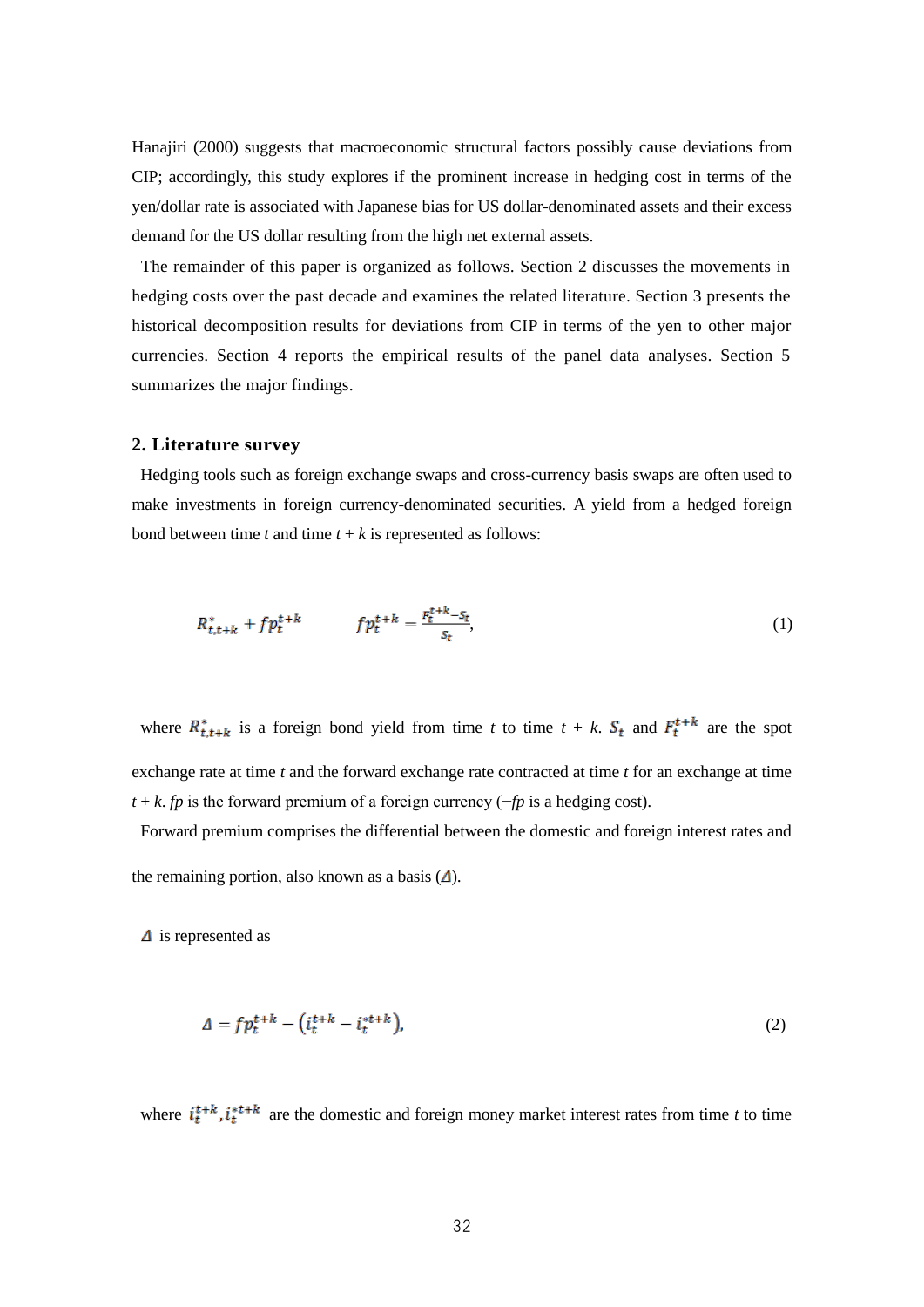Hanajiri (2000) suggests that macroeconomic structural factors possibly cause deviations from CIP; accordingly, this study explores if the prominent increase in hedging cost in terms of the yen/dollar rate is associated with Japanese bias for US dollar-denominated assets and their excess demand for the US dollar resulting from the high net external assets.

The remainder of this paper is organized as follows. Section 2 discusses the movements in hedging costs over the past decade and examines the related literature. Section 3 presents the historical decomposition results for deviations from CIP in terms of the yen to other major currencies. Section 4 reports the empirical results of the panel data analyses. Section 5 summarizes the major findings.

## 2. Literature survey

Hedging tools such as foreign exchange swaps and cross-currency basis swaps are often used to make investments in foreign currency-denominated securities. A yield from a hedged foreign bond between time $t$ and time $t + k$ is represented as follows:

$$R^{*}_{t,t+k} + fp_t^{t+k} \qquad fp_t^{t+k} = \frac{F_t^{t+k} - S_t}{S_t}, \tag{1}$$

where $R^{*}_{t,t+k}$ is a foreign bond yield from time $t$ to time $t + k$. $S_t$ and $F_t^{t+k}$ are the spot exchange rate at time $t$ and the forward exchange rate contracted at time $t$ for an exchange at time $t + k$. $fp$ is the forward premium of a foreign currency ($-fp$ is a hedging cost).

Forward premium comprises the differential between the domestic and foreign interest rates and the remaining portion, also known as a basis ($\Delta$).

$\Delta$ is represented as

$$\Delta = fp_t^{t+k} - \left(i_t^{t+k} - i_t^{*t+k}\right), \tag{2}$$

where $i_t^{t+k}, i_t^{*t+k}$ are the domestic and foreign money market interest rates from time $t$ to time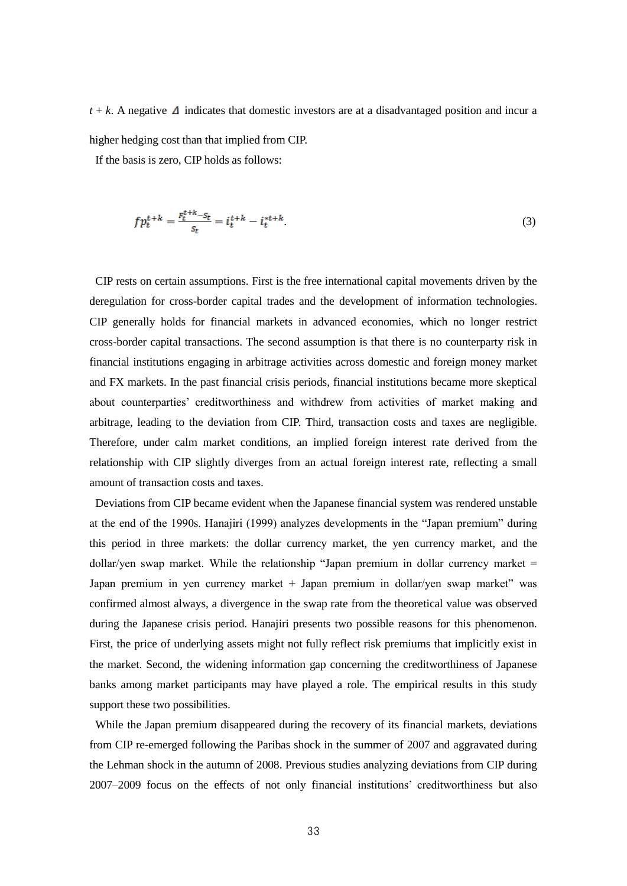$t + k$. A negative $\Delta$ indicates that domestic investors are at a disadvantaged position and incur a higher hedging cost than that implied from CIP.

If the basis is zero, CIP holds as follows:

$$fp_t^{t+k} = \frac{F_t^{t+k} - S_t}{S_t} = i_t^{t+k} - i_t^{*t+k}. \tag{3}$$

CIP rests on certain assumptions. First is the free international capital movements driven by the deregulation for cross-border capital trades and the development of information technologies. CIP generally holds for financial markets in advanced economies, which no longer restrict cross-border capital transactions. The second assumption is that there is no counterparty risk in financial institutions engaging in arbitrage activities across domestic and foreign money market and FX markets. In the past financial crisis periods, financial institutions became more skeptical about counterparties' creditworthiness and withdrew from activities of market making and arbitrage, leading to the deviation from CIP. Third, transaction costs and taxes are negligible. Therefore, under calm market conditions, an implied foreign interest rate derived from the relationship with CIP slightly diverges from an actual foreign interest rate, reflecting a small amount of transaction costs and taxes.

Deviations from CIP became evident when the Japanese financial system was rendered unstable at the end of the 1990s. Hanajiri (1999) analyzes developments in the "Japan premium" during this period in three markets: the dollar currency market, the yen currency market, and the dollar/yen swap market. While the relationship "Japan premium in dollar currency market = Japan premium in yen currency market + Japan premium in dollar/yen swap market" was confirmed almost always, a divergence in the swap rate from the theoretical value was observed during the Japanese crisis period. Hanajiri presents two possible reasons for this phenomenon. First, the price of underlying assets might not fully reflect risk premiums that implicitly exist in the market. Second, the widening information gap concerning the creditworthiness of Japanese banks among market participants may have played a role. The empirical results in this study support these two possibilities.

While the Japan premium disappeared during the recovery of its financial markets, deviations from CIP re-emerged following the Paribas shock in the summer of 2007 and aggravated during the Lehman shock in the autumn of 2008. Previous studies analyzing deviations from CIP during 2007–2009 focus on the effects of not only financial institutions' creditworthiness but also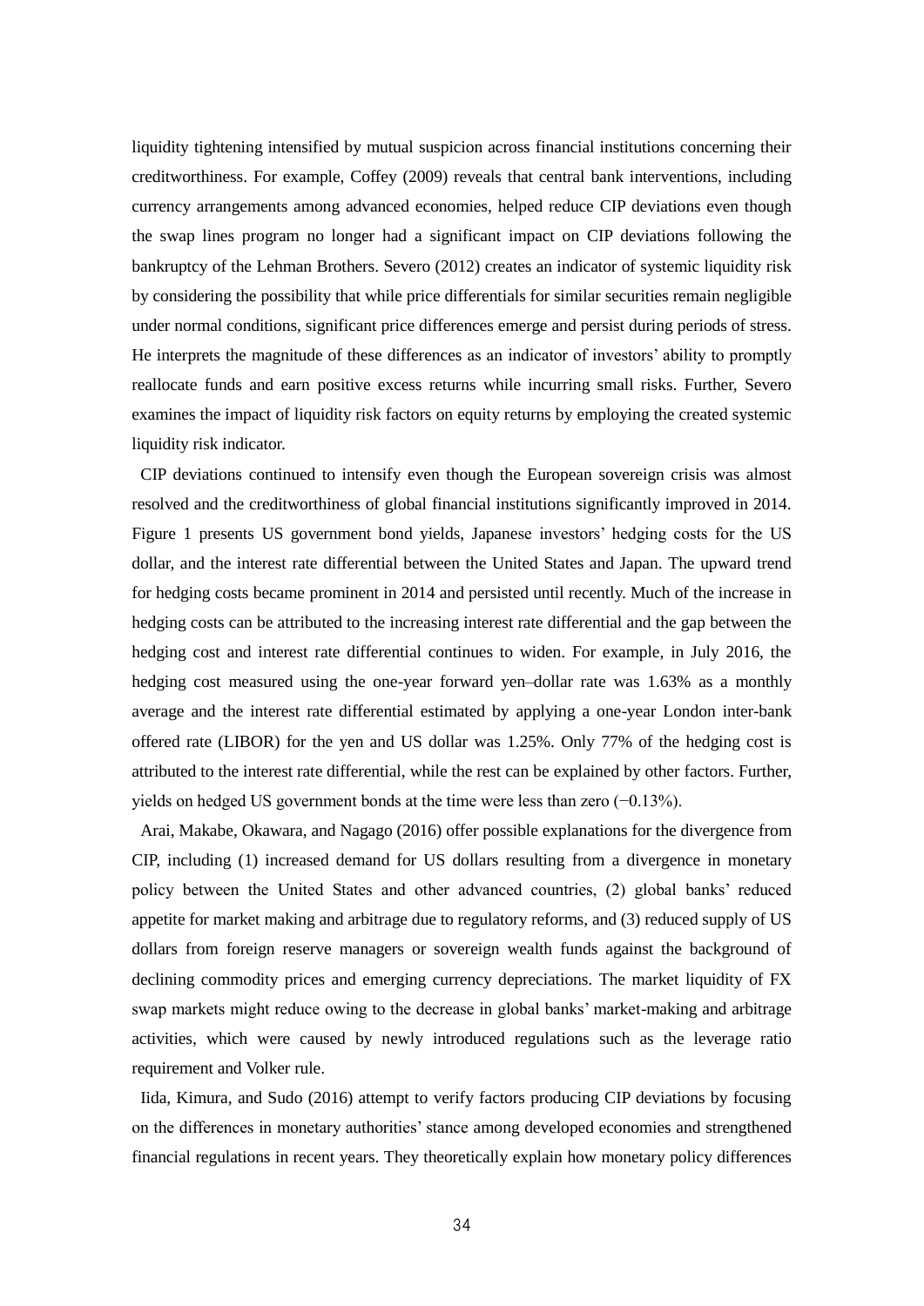liquidity tightening intensified by mutual suspicion across financial institutions concerning their creditworthiness. For example, Coffey (2009) reveals that central bank interventions, including currency arrangements among advanced economies, helped reduce CIP deviations even though the swap lines program no longer had a significant impact on CIP deviations following the bankruptcy of the Lehman Brothers. Severo (2012) creates an indicator of systemic liquidity risk by considering the possibility that while price differentials for similar securities remain negligible under normal conditions, significant price differences emerge and persist during periods of stress. He interprets the magnitude of these differences as an indicator of investors' ability to promptly reallocate funds and earn positive excess returns while incurring small risks. Further, Severo examines the impact of liquidity risk factors on equity returns by employing the created systemic liquidity risk indicator.

CIP deviations continued to intensify even though the European sovereign crisis was almost resolved and the creditworthiness of global financial institutions significantly improved in 2014. Figure 1 presents US government bond yields, Japanese investors' hedging costs for the US dollar, and the interest rate differential between the United States and Japan. The upward trend for hedging costs became prominent in 2014 and persisted until recently. Much of the increase in hedging costs can be attributed to the increasing interest rate differential and the gap between the hedging cost and interest rate differential continues to widen. For example, in July 2016, the hedging cost measured using the one-year forward yen–dollar rate was 1.63% as a monthly average and the interest rate differential estimated by applying a one-year London inter-bank offered rate (LIBOR) for the yen and US dollar was 1.25%. Only 77% of the hedging cost is attributed to the interest rate differential, while the rest can be explained by other factors. Further, yields on hedged US government bonds at the time were less than zero (−0.13%).

Arai, Makabe, Okawara, and Nagago (2016) offer possible explanations for the divergence from CIP, including (1) increased demand for US dollars resulting from a divergence in monetary policy between the United States and other advanced countries, (2) global banks' reduced appetite for market making and arbitrage due to regulatory reforms, and (3) reduced supply of US dollars from foreign reserve managers or sovereign wealth funds against the background of declining commodity prices and emerging currency depreciations. The market liquidity of FX swap markets might reduce owing to the decrease in global banks' market-making and arbitrage activities, which were caused by newly introduced regulations such as the leverage ratio requirement and Volker rule.

Iida, Kimura, and Sudo (2016) attempt to verify factors producing CIP deviations by focusing on the differences in monetary authorities' stance among developed economies and strengthened financial regulations in recent years. They theoretically explain how monetary policy differences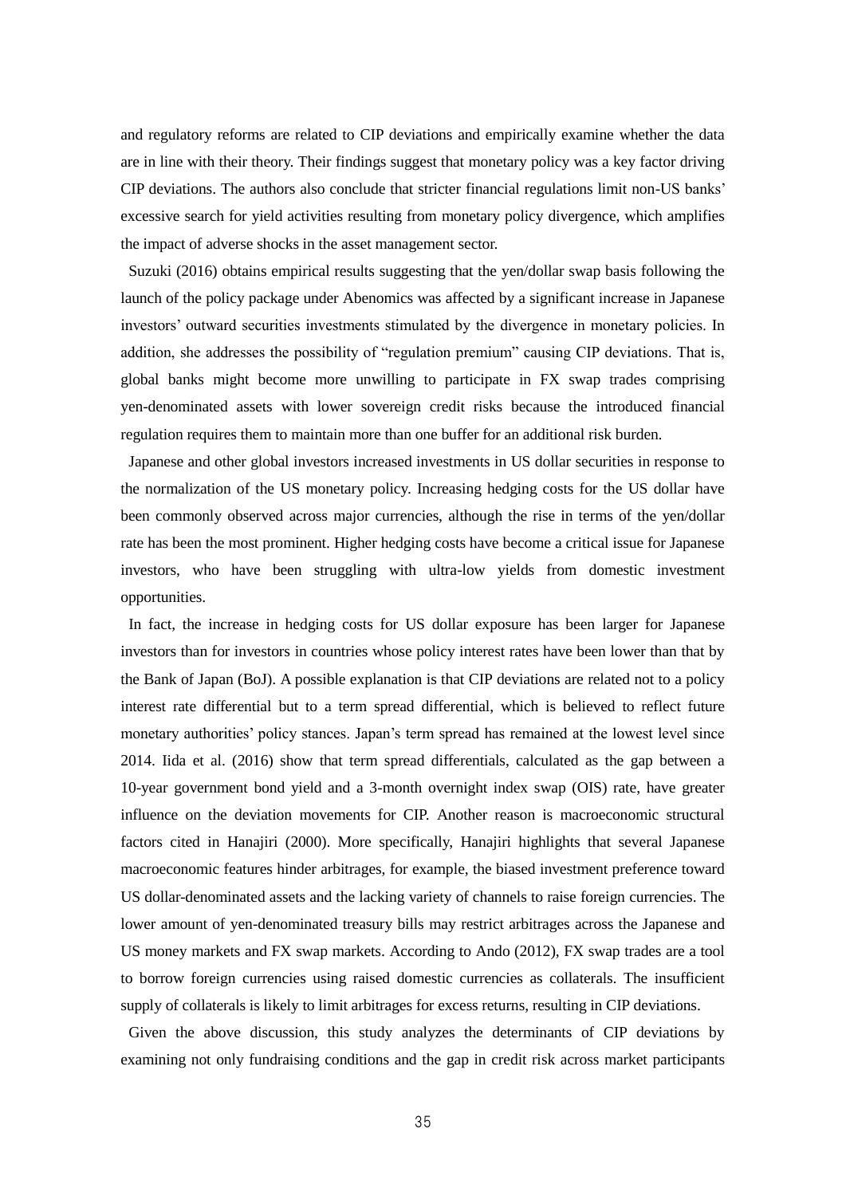and regulatory reforms are related to CIP deviations and empirically examine whether the data are in line with their theory. Their findings suggest that monetary policy was a key factor driving CIP deviations. The authors also conclude that stricter financial regulations limit non-US banks' excessive search for yield activities resulting from monetary policy divergence, which amplifies the impact of adverse shocks in the asset management sector.

Suzuki (2016) obtains empirical results suggesting that the yen/dollar swap basis following the launch of the policy package under Abenomics was affected by a significant increase in Japanese investors' outward securities investments stimulated by the divergence in monetary policies. In addition, she addresses the possibility of "regulation premium" causing CIP deviations. That is, global banks might become more unwilling to participate in FX swap trades comprising yen-denominated assets with lower sovereign credit risks because the introduced financial regulation requires them to maintain more than one buffer for an additional risk burden.

Japanese and other global investors increased investments in US dollar securities in response to the normalization of the US monetary policy. Increasing hedging costs for the US dollar have been commonly observed across major currencies, although the rise in terms of the yen/dollar rate has been the most prominent. Higher hedging costs have become a critical issue for Japanese investors, who have been struggling with ultra-low yields from domestic investment opportunities.

In fact, the increase in hedging costs for US dollar exposure has been larger for Japanese investors than for investors in countries whose policy interest rates have been lower than that by the Bank of Japan (BoJ). A possible explanation is that CIP deviations are related not to a policy interest rate differential but to a term spread differential, which is believed to reflect future monetary authorities' policy stances. Japan's term spread has remained at the lowest level since 2014. Iida et al. (2016) show that term spread differentials, calculated as the gap between a 10-year government bond yield and a 3-month overnight index swap (OIS) rate, have greater influence on the deviation movements for CIP. Another reason is macroeconomic structural factors cited in Hanajiri (2000). More specifically, Hanajiri highlights that several Japanese macroeconomic features hinder arbitrages, for example, the biased investment preference toward US dollar-denominated assets and the lacking variety of channels to raise foreign currencies. The lower amount of yen-denominated treasury bills may restrict arbitrages across the Japanese and US money markets and FX swap markets. According to Ando (2012), FX swap trades are a tool to borrow foreign currencies using raised domestic currencies as collaterals. The insufficient supply of collaterals is likely to limit arbitrages for excess returns, resulting in CIP deviations.

Given the above discussion, this study analyzes the determinants of CIP deviations by examining not only fundraising conditions and the gap in credit risk across market participants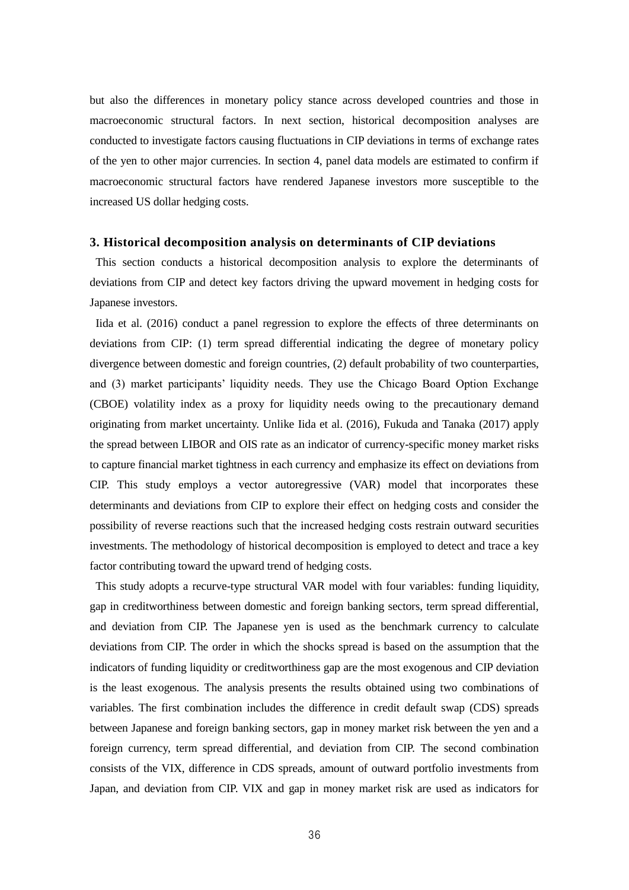but also the differences in monetary policy stance across developed countries and those in macroeconomic structural factors. In next section, historical decomposition analyses are conducted to investigate factors causing fluctuations in CIP deviations in terms of exchange rates of the yen to other major currencies. In section 4, panel data models are estimated to confirm if macroeconomic structural factors have rendered Japanese investors more susceptible to the increased US dollar hedging costs.

## 3. Historical decomposition analysis on determinants of CIP deviations

This section conducts a historical decomposition analysis to explore the determinants of deviations from CIP and detect key factors driving the upward movement in hedging costs for Japanese investors.

Iida et al. (2016) conduct a panel regression to explore the effects of three determinants on deviations from CIP: (1) term spread differential indicating the degree of monetary policy divergence between domestic and foreign countries, (2) default probability of two counterparties, and (3) market participants' liquidity needs. They use the Chicago Board Option Exchange (CBOE) volatility index as a proxy for liquidity needs owing to the precautionary demand originating from market uncertainty. Unlike Iida et al. (2016), Fukuda and Tanaka (2017) apply the spread between LIBOR and OIS rate as an indicator of currency-specific money market risks to capture financial market tightness in each currency and emphasize its effect on deviations from CIP. This study employs a vector autoregressive (VAR) model that incorporates these determinants and deviations from CIP to explore their effect on hedging costs and consider the possibility of reverse reactions such that the increased hedging costs restrain outward securities investments. The methodology of historical decomposition is employed to detect and trace a key factor contributing toward the upward trend of hedging costs.

This study adopts a recurve-type structural VAR model with four variables: funding liquidity, gap in creditworthiness between domestic and foreign banking sectors, term spread differential, and deviation from CIP. The Japanese yen is used as the benchmark currency to calculate deviations from CIP. The order in which the shocks spread is based on the assumption that the indicators of funding liquidity or creditworthiness gap are the most exogenous and CIP deviation is the least exogenous. The analysis presents the results obtained using two combinations of variables. The first combination includes the difference in credit default swap (CDS) spreads between Japanese and foreign banking sectors, gap in money market risk between the yen and a foreign currency, term spread differential, and deviation from CIP. The second combination consists of the VIX, difference in CDS spreads, amount of outward portfolio investments from Japan, and deviation from CIP. VIX and gap in money market risk are used as indicators for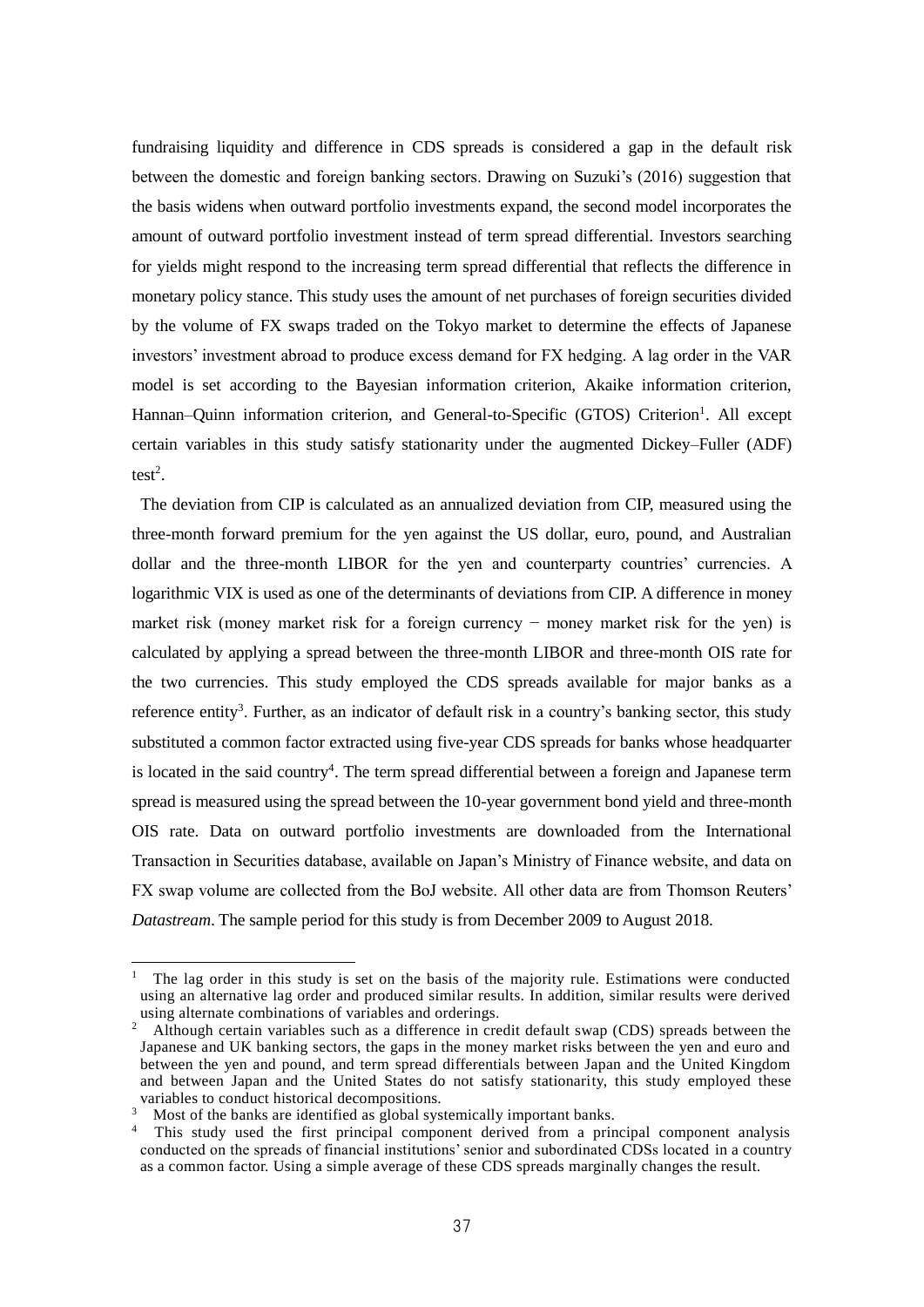fundraising liquidity and difference in CDS spreads is considered a gap in the default risk between the domestic and foreign banking sectors. Drawing on Suzuki's (2016) suggestion that the basis widens when outward portfolio investments expand, the second model incorporates the amount of outward portfolio investment instead of term spread differential. Investors searching for yields might respond to the increasing term spread differential that reflects the difference in monetary policy stance. This study uses the amount of net purchases of foreign securities divided by the volume of FX swaps traded on the Tokyo market to determine the effects of Japanese investors' investment abroad to produce excess demand for FX hedging. A lag order in the VAR model is set according to the Bayesian information criterion, Akaike information criterion, Hannan–Quinn information criterion, and General-to-Specific (GTOS) Criterion[1]. All except certain variables in this study satisfy stationarity under the augmented Dickey–Fuller (ADF) test[2].

The deviation from CIP is calculated as an annualized deviation from CIP, measured using the three-month forward premium for the yen against the US dollar, euro, pound, and Australian dollar and the three-month LIBOR for the yen and counterparty countries' currencies. A logarithmic VIX is used as one of the determinants of deviations from CIP. A difference in money market risk (money market risk for a foreign currency − money market risk for the yen) is calculated by applying a spread between the three-month LIBOR and three-month OIS rate for the two currencies. This study employed the CDS spreads available for major banks as a reference entity[3]. Further, as an indicator of default risk in a country's banking sector, this study substituted a common factor extracted using five-year CDS spreads for banks whose headquarter is located in the said country[4]. The term spread differential between a foreign and Japanese term spread is measured using the spread between the 10-year government bond yield and three-month OIS rate. Data on outward portfolio investments are downloaded from the International Transaction in Securities database, available on Japan's Ministry of Finance website, and data on FX swap volume are collected from the BoJ website. All other data are from Thomson Reuters' *Datastream*. The sample period for this study is from December 2009 to August 2018.

---

[1] The lag order in this study is set on the basis of the majority rule. Estimations were conducted using an alternative lag order and produced similar results. In addition, similar results were derived using alternate combinations of variables and orderings.

[2] Although certain variables such as a difference in credit default swap (CDS) spreads between the Japanese and UK banking sectors, the gaps in the money market risks between the yen and euro and between the yen and pound, and term spread differentials between Japan and the United Kingdom and between Japan and the United States do not satisfy stationarity, this study employed these variables to conduct historical decompositions.

[3] Most of the banks are identified as global systemically important banks.

[4] This study used the first principal component derived from a principal component analysis conducted on the spreads of financial institutions' senior and subordinated CDSs located in a country as a common factor. Using a simple average of these CDS spreads marginally changes the result.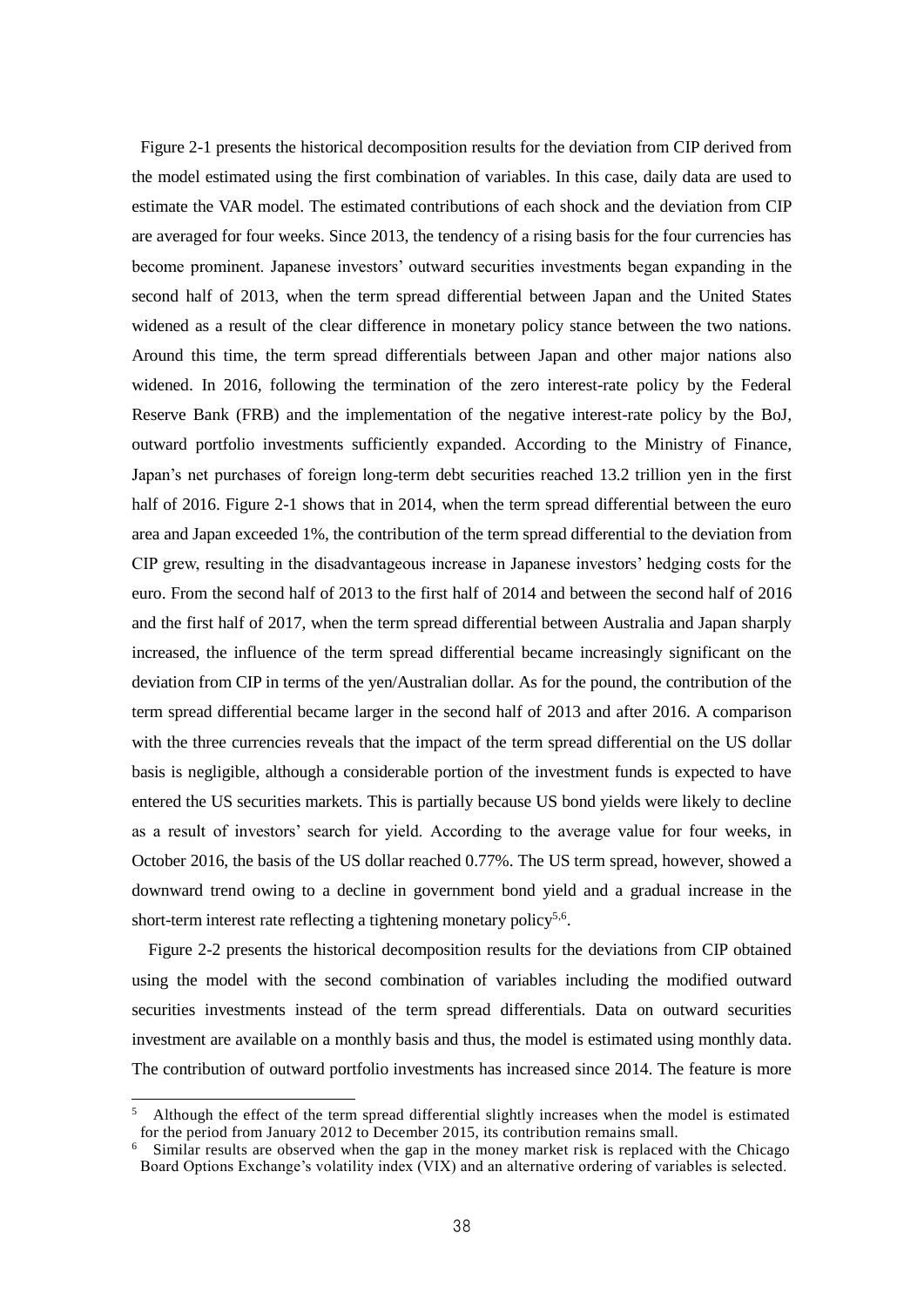Figure 2-1 presents the historical decomposition results for the deviation from CIP derived from the model estimated using the first combination of variables. In this case, daily data are used to estimate the VAR model. The estimated contributions of each shock and the deviation from CIP are averaged for four weeks. Since 2013, the tendency of a rising basis for the four currencies has become prominent. Japanese investors' outward securities investments began expanding in the second half of 2013, when the term spread differential between Japan and the United States widened as a result of the clear difference in monetary policy stance between the two nations. Around this time, the term spread differentials between Japan and other major nations also widened. In 2016, following the termination of the zero interest-rate policy by the Federal Reserve Bank (FRB) and the implementation of the negative interest-rate policy by the BoJ, outward portfolio investments sufficiently expanded. According to the Ministry of Finance, Japan's net purchases of foreign long-term debt securities reached 13.2 trillion yen in the first half of 2016. Figure 2-1 shows that in 2014, when the term spread differential between the euro area and Japan exceeded 1%, the contribution of the term spread differential to the deviation from CIP grew, resulting in the disadvantageous increase in Japanese investors' hedging costs for the euro. From the second half of 2013 to the first half of 2014 and between the second half of 2016 and the first half of 2017, when the term spread differential between Australia and Japan sharply increased, the influence of the term spread differential became increasingly significant on the deviation from CIP in terms of the yen/Australian dollar. As for the pound, the contribution of the term spread differential became larger in the second half of 2013 and after 2016. A comparison with the three currencies reveals that the impact of the term spread differential on the US dollar basis is negligible, although a considerable portion of the investment funds is expected to have entered the US securities markets. This is partially because US bond yields were likely to decline as a result of investors' search for yield. According to the average value for four weeks, in October 2016, the basis of the US dollar reached 0.77%. The US term spread, however, showed a downward trend owing to a decline in government bond yield and a gradual increase in the short-term interest rate reflecting a tightening monetary policy[5,6].

Figure 2-2 presents the historical decomposition results for the deviations from CIP obtained using the model with the second combination of variables including the modified outward securities investments instead of the term spread differentials. Data on outward securities investment are available on a monthly basis and thus, the model is estimated using monthly data. The contribution of outward portfolio investments has increased since 2014. The feature is more

---

[5] Although the effect of the term spread differential slightly increases when the model is estimated for the period from January 2012 to December 2015, its contribution remains small.

[6] Similar results are observed when the gap in the money market risk is replaced with the Chicago Board Options Exchange's volatility index (VIX) and an alternative ordering of variables is selected.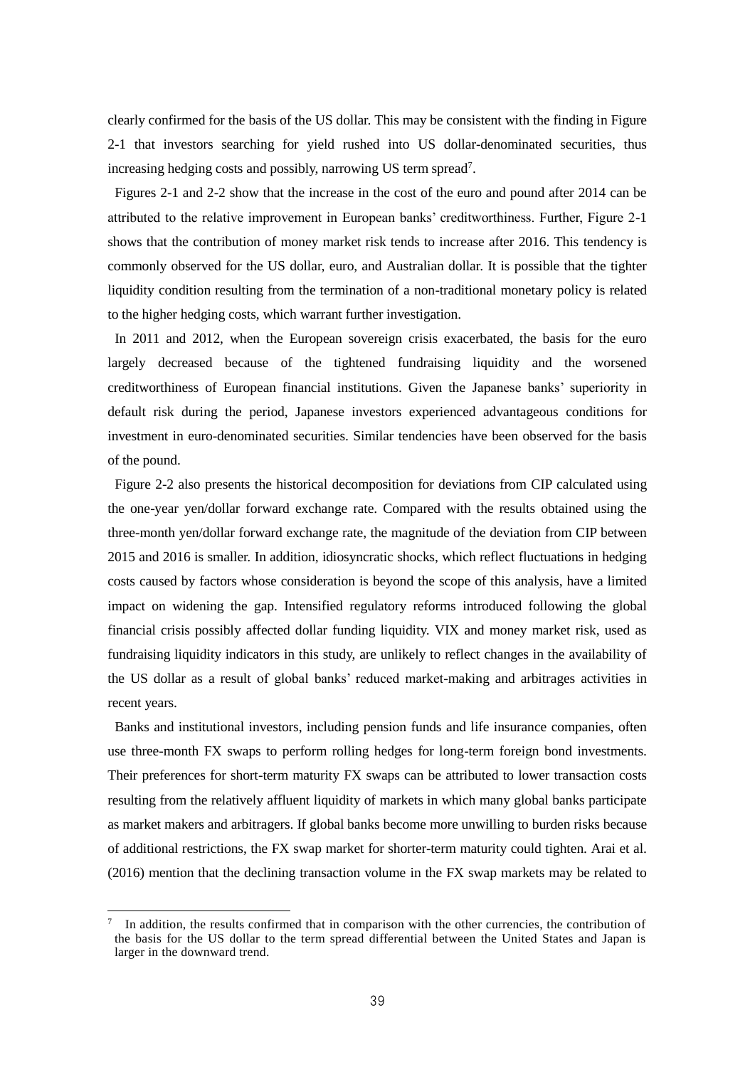clearly confirmed for the basis of the US dollar. This may be consistent with the finding in Figure 2-1 that investors searching for yield rushed into US dollar-denominated securities, thus increasing hedging costs and possibly, narrowing US term spread[7].

Figures 2-1 and 2-2 show that the increase in the cost of the euro and pound after 2014 can be attributed to the relative improvement in European banks' creditworthiness. Further, Figure 2-1 shows that the contribution of money market risk tends to increase after 2016. This tendency is commonly observed for the US dollar, euro, and Australian dollar. It is possible that the tighter liquidity condition resulting from the termination of a non-traditional monetary policy is related to the higher hedging costs, which warrant further investigation.

In 2011 and 2012, when the European sovereign crisis exacerbated, the basis for the euro largely decreased because of the tightened fundraising liquidity and the worsened creditworthiness of European financial institutions. Given the Japanese banks' superiority in default risk during the period, Japanese investors experienced advantageous conditions for investment in euro-denominated securities. Similar tendencies have been observed for the basis of the pound.

Figure 2-2 also presents the historical decomposition for deviations from CIP calculated using the one-year yen/dollar forward exchange rate. Compared with the results obtained using the three-month yen/dollar forward exchange rate, the magnitude of the deviation from CIP between 2015 and 2016 is smaller. In addition, idiosyncratic shocks, which reflect fluctuations in hedging costs caused by factors whose consideration is beyond the scope of this analysis, have a limited impact on widening the gap. Intensified regulatory reforms introduced following the global financial crisis possibly affected dollar funding liquidity. VIX and money market risk, used as fundraising liquidity indicators in this study, are unlikely to reflect changes in the availability of the US dollar as a result of global banks' reduced market-making and arbitrages activities in recent years.

Banks and institutional investors, including pension funds and life insurance companies, often use three-month FX swaps to perform rolling hedges for long-term foreign bond investments. Their preferences for short-term maturity FX swaps can be attributed to lower transaction costs resulting from the relatively affluent liquidity of markets in which many global banks participate as market makers and arbitragers. If global banks become more unwilling to burden risks because of additional restrictions, the FX swap market for shorter-term maturity could tighten. Arai et al. (2016) mention that the declining transaction volume in the FX swap markets may be related to

---

[7] In addition, the results confirmed that in comparison with the other currencies, the contribution of the basis for the US dollar to the term spread differential between the United States and Japan is larger in the downward trend.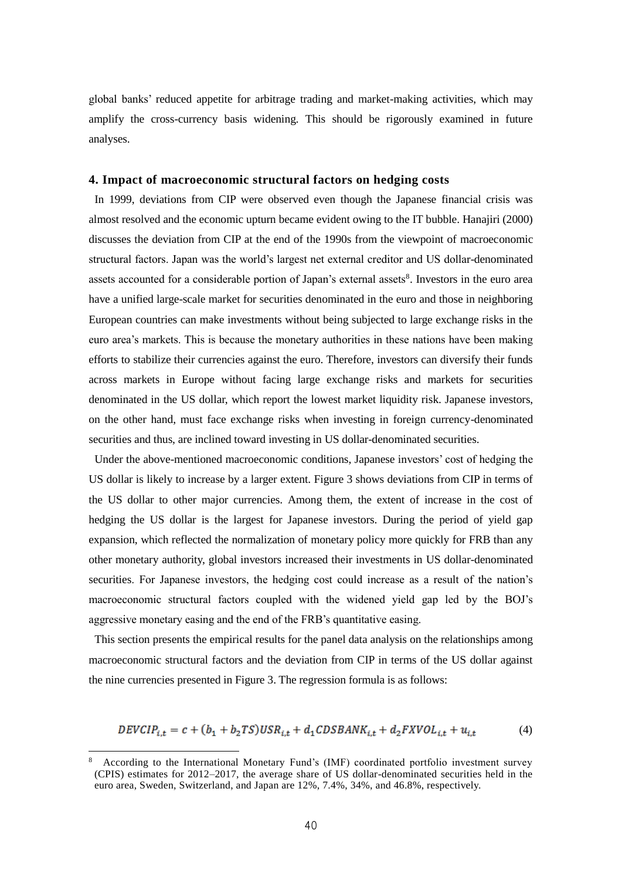global banks' reduced appetite for arbitrage trading and market-making activities, which may amplify the cross-currency basis widening. This should be rigorously examined in future analyses.

## 4. Impact of macroeconomic structural factors on hedging costs

In 1999, deviations from CIP were observed even though the Japanese financial crisis was almost resolved and the economic upturn became evident owing to the IT bubble. Hanajiri (2000) discusses the deviation from CIP at the end of the 1990s from the viewpoint of macroeconomic structural factors. Japan was the world's largest net external creditor and US dollar-denominated assets accounted for a considerable portion of Japan's external assets[8]. Investors in the euro area have a unified large-scale market for securities denominated in the euro and those in neighboring European countries can make investments without being subjected to large exchange risks in the euro area's markets. This is because the monetary authorities in these nations have been making efforts to stabilize their currencies against the euro. Therefore, investors can diversify their funds across markets in Europe without facing large exchange risks and markets for securities denominated in the US dollar, which report the lowest market liquidity risk. Japanese investors, on the other hand, must face exchange risks when investing in foreign currency-denominated securities and thus, are inclined toward investing in US dollar-denominated securities.

Under the above-mentioned macroeconomic conditions, Japanese investors' cost of hedging the US dollar is likely to increase by a larger extent. Figure 3 shows deviations from CIP in terms of the US dollar to other major currencies. Among them, the extent of increase in the cost of hedging the US dollar is the largest for Japanese investors. During the period of yield gap expansion, which reflected the normalization of monetary policy more quickly for FRB than any other monetary authority, global investors increased their investments in US dollar-denominated securities. For Japanese investors, the hedging cost could increase as a result of the nation's macroeconomic structural factors coupled with the widened yield gap led by the BOJ's aggressive monetary easing and the end of the FRB's quantitative easing.

This section presents the empirical results for the panel data analysis on the relationships among macroeconomic structural factors and the deviation from CIP in terms of the US dollar against the nine currencies presented in Figure 3. The regression formula is as follows:

$$DEVCIP_{i,t} = c + (b_1 + b_2 TS)USR_{i,t} + d_1 CDSBANK_{i,t} + d_2 FXVOL_{i,t} + u_{i,t} \tag{4}$$

[8] According to the International Monetary Fund's (IMF) coordinated portfolio investment survey (CPIS) estimates for 2012–2017, the average share of US dollar-denominated securities held in the euro area, Sweden, Switzerland, and Japan are 12%, 7.4%, 34%, and 46.8%, respectively.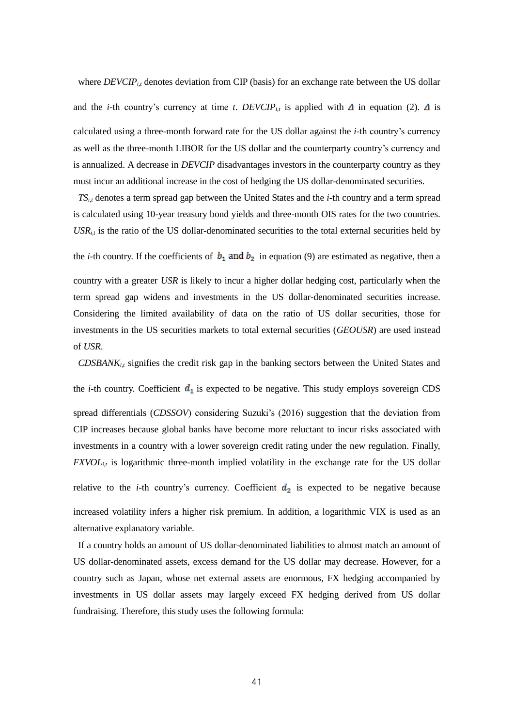where $DEVCIP_{i,t}$ denotes deviation from CIP (basis) for an exchange rate between the US dollar and the *i*-th country's currency at time *t*. $DEVCIP_{i,t}$ is applied with $\Delta$ in equation (2). $\Delta$ is calculated using a three-month forward rate for the US dollar against the *i*-th country's currency as well as the three-month LIBOR for the US dollar and the counterparty country's currency and is annualized. A decrease in *DEVCIP* disadvantages investors in the counterparty country as they must incur an additional increase in the cost of hedging the US dollar-denominated securities.

$TS_{i,t}$ denotes a term spread gap between the United States and the *i*-th country and a term spread is calculated using 10-year treasury bond yields and three-month OIS rates for the two countries. $USR_{i,t}$ is the ratio of the US dollar-denominated securities to the total external securities held by the *i*-th country. If the coefficients of $b_1$ and $b_2$ in equation (9) are estimated as negative, then a country with a greater *USR* is likely to incur a higher dollar hedging cost, particularly when the term spread gap widens and investments in the US dollar-denominated securities increase. Considering the limited availability of data on the ratio of US dollar securities, those for investments in the US securities markets to total external securities (*GEOUSR*) are used instead of *USR*.

$CDSBANK_{i,t}$ signifies the credit risk gap in the banking sectors between the United States and the *i*-th country. Coefficient $d_1$ is expected to be negative. This study employs sovereign CDS spread differentials (*CDSSOV*) considering Suzuki's (2016) suggestion that the deviation from CIP increases because global banks have become more reluctant to incur risks associated with investments in a country with a lower sovereign credit rating under the new regulation. Finally, $FXVOL_{i,t}$ is logarithmic three-month implied volatility in the exchange rate for the US dollar relative to the *i*-th country's currency. Coefficient $d_2$ is expected to be negative because increased volatility infers a higher risk premium. In addition, a logarithmic VIX is used as an alternative explanatory variable.

If a country holds an amount of US dollar-denominated liabilities to almost match an amount of US dollar-denominated assets, excess demand for the US dollar may decrease. However, for a country such as Japan, whose net external assets are enormous, FX hedging accompanied by investments in US dollar assets may largely exceed FX hedging derived from US dollar fundraising. Therefore, this study uses the following formula: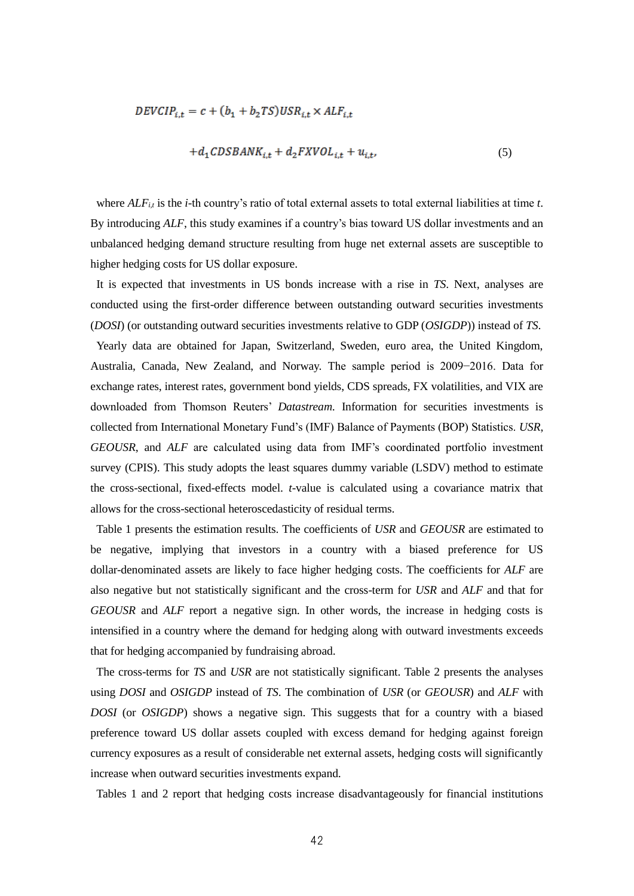$$DEVCIP_{i,t} = c + (b_1 + b_2 TS) USR_{i,t} \times ALF_{i,t}$$

$$+ d_1 CDSBANK_{i,t} + d_2 FXVOL_{i,t} + u_{i,t}, \quad (5)$$

where $ALF_{i,t}$ is the *i*-th country's ratio of total external assets to total external liabilities at time *t*. By introducing *ALF*, this study examines if a country's bias toward US dollar investments and an unbalanced hedging demand structure resulting from huge net external assets are susceptible to higher hedging costs for US dollar exposure.

It is expected that investments in US bonds increase with a rise in *TS*. Next, analyses are conducted using the first-order difference between outstanding outward securities investments (*DOSI*) (or outstanding outward securities investments relative to GDP (*OSIGDP*)) instead of *TS*.

Yearly data are obtained for Japan, Switzerland, Sweden, euro area, the United Kingdom, Australia, Canada, New Zealand, and Norway. The sample period is 2009−2016. Data for exchange rates, interest rates, government bond yields, CDS spreads, FX volatilities, and VIX are downloaded from Thomson Reuters' *Datastream*. Information for securities investments is collected from International Monetary Fund's (IMF) Balance of Payments (BOP) Statistics. *USR*, *GEOUSR*, and *ALF* are calculated using data from IMF's coordinated portfolio investment survey (CPIS). This study adopts the least squares dummy variable (LSDV) method to estimate the cross-sectional, fixed-effects model. *t*-value is calculated using a covariance matrix that allows for the cross-sectional heteroscedasticity of residual terms.

Table 1 presents the estimation results. The coefficients of *USR* and *GEOUSR* are estimated to be negative, implying that investors in a country with a biased preference for US dollar-denominated assets are likely to face higher hedging costs. The coefficients for *ALF* are also negative but not statistically significant and the cross-term for *USR* and *ALF* and that for *GEOUSR* and *ALF* report a negative sign. In other words, the increase in hedging costs is intensified in a country where the demand for hedging along with outward investments exceeds that for hedging accompanied by fundraising abroad.

The cross-terms for *TS* and *USR* are not statistically significant. Table 2 presents the analyses using *DOSI* and *OSIGDP* instead of *TS*. The combination of *USR* (or *GEOUSR*) and *ALF* with *DOSI* (or *OSIGDP*) shows a negative sign. This suggests that for a country with a biased preference toward US dollar assets coupled with excess demand for hedging against foreign currency exposures as a result of considerable net external assets, hedging costs will significantly increase when outward securities investments expand.

Tables 1 and 2 report that hedging costs increase disadvantageously for financial institutions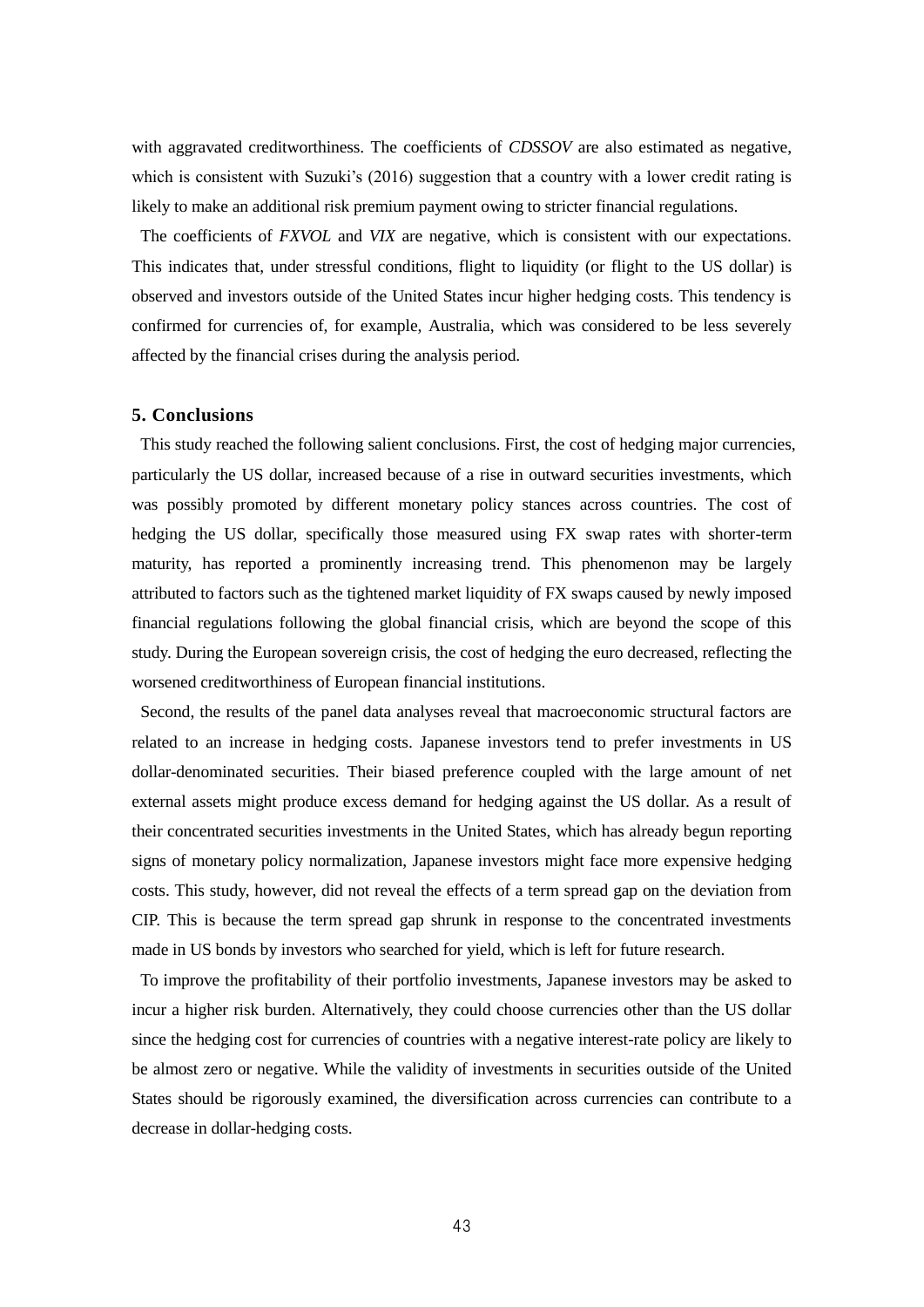with aggravated creditworthiness. The coefficients of *CDSSOV* are also estimated as negative, which is consistent with Suzuki's (2016) suggestion that a country with a lower credit rating is likely to make an additional risk premium payment owing to stricter financial regulations.

The coefficients of *FXVOL* and *VIX* are negative, which is consistent with our expectations. This indicates that, under stressful conditions, flight to liquidity (or flight to the US dollar) is observed and investors outside of the United States incur higher hedging costs. This tendency is confirmed for currencies of, for example, Australia, which was considered to be less severely affected by the financial crises during the analysis period.

## 5. Conclusions

This study reached the following salient conclusions. First, the cost of hedging major currencies, particularly the US dollar, increased because of a rise in outward securities investments, which was possibly promoted by different monetary policy stances across countries. The cost of hedging the US dollar, specifically those measured using FX swap rates with shorter-term maturity, has reported a prominently increasing trend. This phenomenon may be largely attributed to factors such as the tightened market liquidity of FX swaps caused by newly imposed financial regulations following the global financial crisis, which are beyond the scope of this study. During the European sovereign crisis, the cost of hedging the euro decreased, reflecting the worsened creditworthiness of European financial institutions.

Second, the results of the panel data analyses reveal that macroeconomic structural factors are related to an increase in hedging costs. Japanese investors tend to prefer investments in US dollar-denominated securities. Their biased preference coupled with the large amount of net external assets might produce excess demand for hedging against the US dollar. As a result of their concentrated securities investments in the United States, which has already begun reporting signs of monetary policy normalization, Japanese investors might face more expensive hedging costs. This study, however, did not reveal the effects of a term spread gap on the deviation from CIP. This is because the term spread gap shrunk in response to the concentrated investments made in US bonds by investors who searched for yield, which is left for future research.

To improve the profitability of their portfolio investments, Japanese investors may be asked to incur a higher risk burden. Alternatively, they could choose currencies other than the US dollar since the hedging cost for currencies of countries with a negative interest-rate policy are likely to be almost zero or negative. While the validity of investments in securities outside of the United States should be rigorously examined, the diversification across currencies can contribute to a decrease in dollar-hedging costs.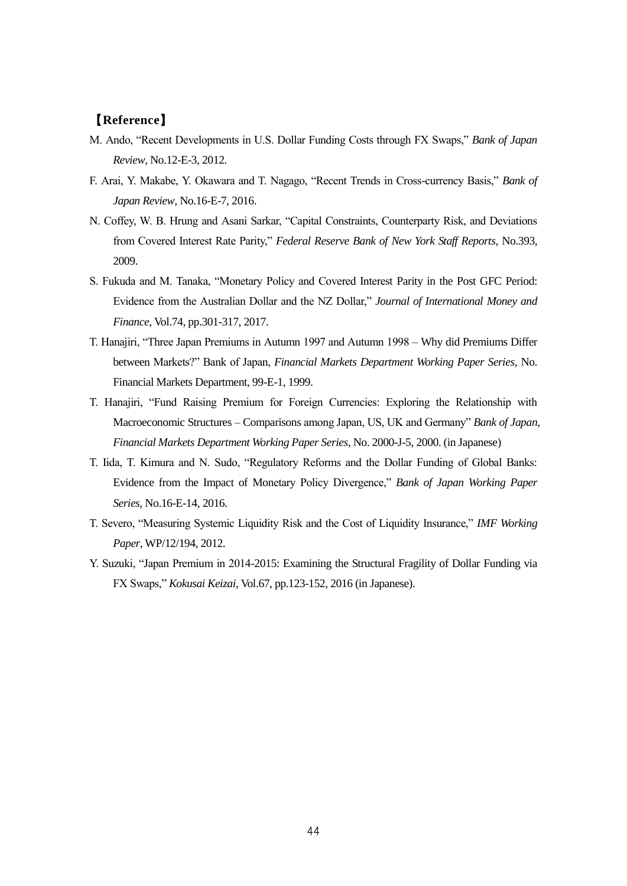## 【Reference】

M. Ando, "Recent Developments in U.S. Dollar Funding Costs through FX Swaps," *Bank of Japan Review*, No.12-E-3, 2012.

F. Arai, Y. Makabe, Y. Okawara and T. Nagago, "Recent Trends in Cross-currency Basis," *Bank of Japan Review*, No.16-E-7, 2016.

N. Coffey, W. B. Hrung and Asani Sarkar, "Capital Constraints, Counterparty Risk, and Deviations from Covered Interest Rate Parity," *Federal Reserve Bank of New York Staff Reports*, No.393, 2009.

S. Fukuda and M. Tanaka, "Monetary Policy and Covered Interest Parity in the Post GFC Period: Evidence from the Australian Dollar and the NZ Dollar," *Journal of International Money and Finance*, Vol.74, pp.301-317, 2017.

T. Hanajiri, "Three Japan Premiums in Autumn 1997 and Autumn 1998 – Why did Premiums Differ between Markets?" Bank of Japan, *Financial Markets Department Working Paper Series*, No. Financial Markets Department, 99-E-1, 1999.

T. Hanajiri, "Fund Raising Premium for Foreign Currencies: Exploring the Relationship with Macroeconomic Structures – Comparisons among Japan, US, UK and Germany" *Bank of Japan, Financial Markets Department Working Paper Series*, No. 2000-J-5, 2000. (in Japanese)

T. Iida, T. Kimura and N. Sudo, "Regulatory Reforms and the Dollar Funding of Global Banks: Evidence from the Impact of Monetary Policy Divergence," *Bank of Japan Working Paper Series*, No.16-E-14, 2016.

T. Severo, "Measuring Systemic Liquidity Risk and the Cost of Liquidity Insurance," *IMF Working Paper*, WP/12/194, 2012.

Y. Suzuki, "Japan Premium in 2014-2015: Examining the Structural Fragility of Dollar Funding via FX Swaps," *Kokusai Keizai*, Vol.67, pp.123-152, 2016 (in Japanese).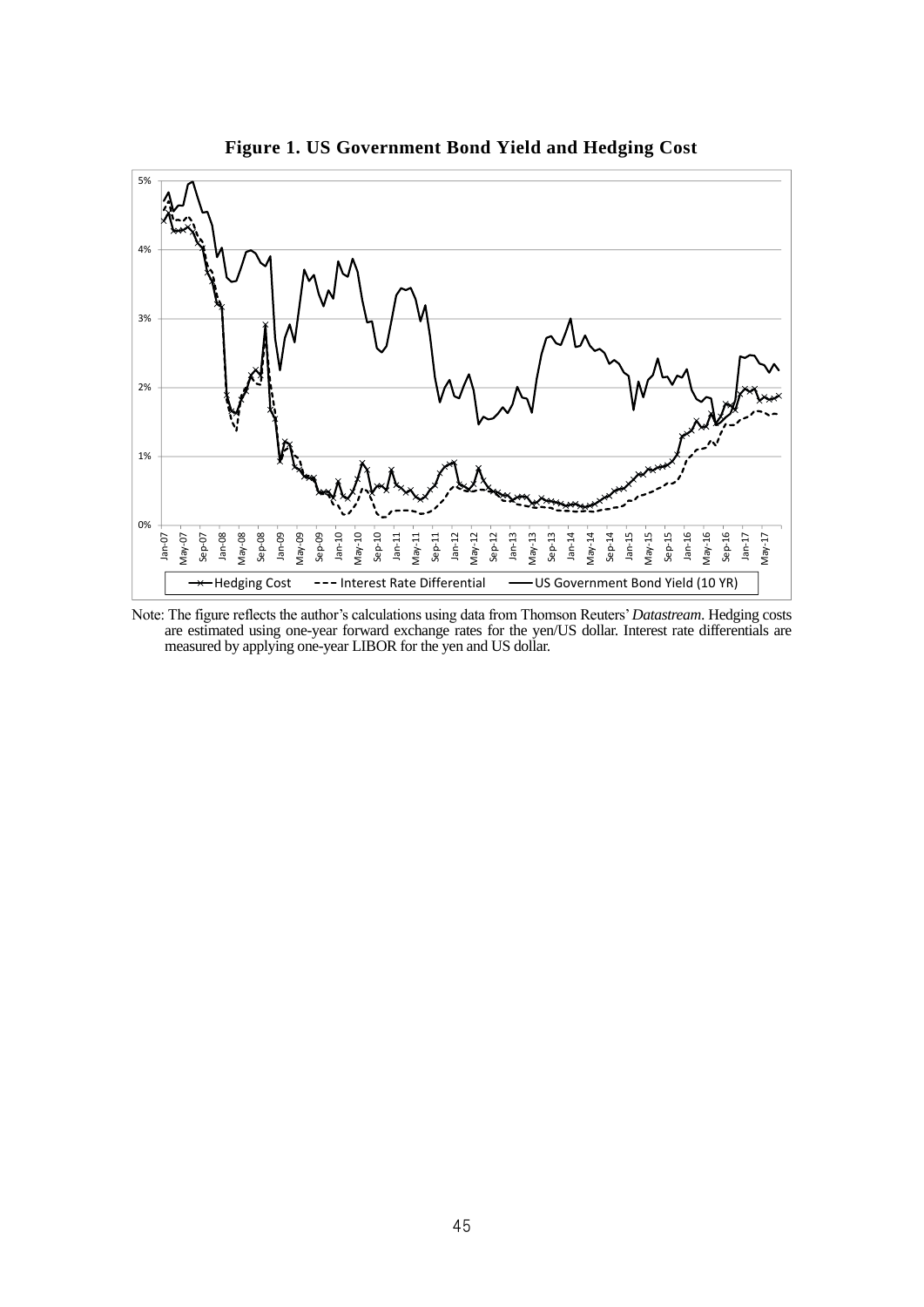**Figure 1. US Government Bond Yield and Hedging Cost**

Note: The figure reflects the author's calculations using data from Thomson Reuters' *Datastream*. Hedging costs are estimated using one-year forward exchange rates for the yen/US dollar. Interest rate differentials are measured by applying one-year LIBOR for the yen and US dollar.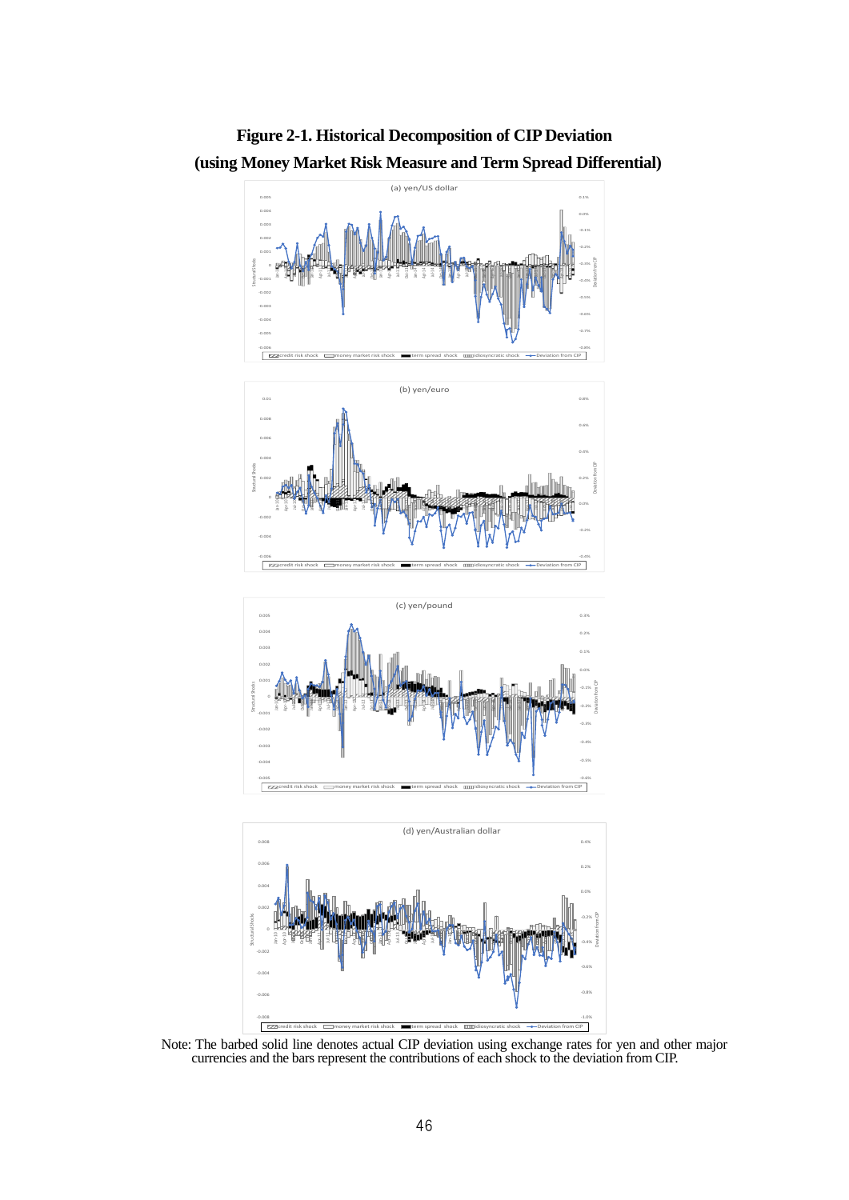**Figure 2-1. Historical Decomposition of CIP Deviation**
**(using Money Market Risk Measure and Term Spread Differential)**

(a) yen/US dollar

(b) yen/euro

(c) yen/pound

(d) yen/Australian dollar

Note: The barbed solid line denotes actual CIP deviation using exchange rates for yen and other major currencies and the bars represent the contributions of each shock to the deviation from CIP.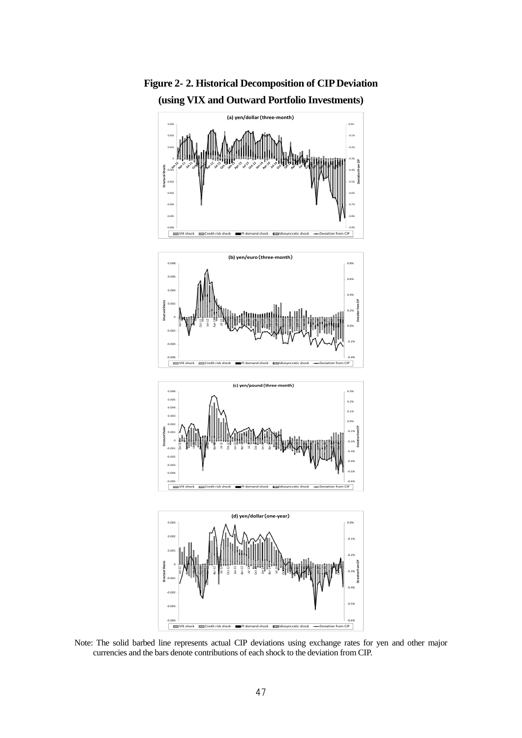**Figure 2- 2. Historical Decomposition of CIP Deviation**

**(using VIX and Outward Portfolio Investments)**

(a) yen/dollar (three-month)

(b) yen/euro (three-month)

(c) yen/pound (three-month)

(d) yen/dollar (one-year)

Note: The solid barbed line represents actual CIP deviations using exchange rates for yen and other major currencies and the bars denote contributions of each shock to the deviation from CIP.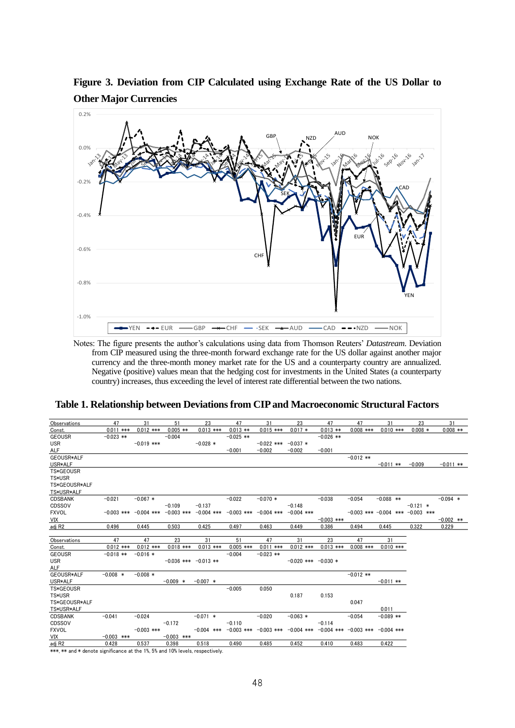**Figure 3. Deviation from CIP Calculated using Exchange Rate of the US Dollar to Other Major Currencies**

Notes: The figure presents the author's calculations using data from Thomson Reuters' *Datastream*. Deviation from CIP measured using the three-month forward exchange rate for the US dollar against another major currency and the three-month money market rate for the US and a counterparty country are annualized. Negative (positive) values mean that the hedging cost for investments in the United States (a counterparty country) increases, thus exceeding the level of interest rate differential between the two nations.

**Table 1. Relationship between Deviations from CIP and Macroeconomic Structural Factors**

| Observations | 47 | 31 | 51 | 23 | 47 | 31 | 23 | 47 | 47 | 31 | 23 | 31 |
|---|---|---|---|---|---|---|---|---|---|---|---|---|
| Const. | 0.011 *** | 0.012 *** | 0.005 ** | 0.013 *** | 0.013 ** | 0.015 *** | 0.017 * | 0.013 ** | 0.008 *** | 0.010 *** | 0.008 * | 0.008 ** |
| GEOUSR | -0.023 ** | | -0.004 | | -0.025 ** | | | -0.026 ** | | | | |
| USR | | -0.019 *** | | -0.028 * | | -0.022 *** | -0.037 * | | | | | |
| ALF | | | | | -0.001 | -0.002 | -0.002 | -0.001 | | | | |
| GEOUSR*ALF | | | | | | | | | -0.012 ** | | | |
| USR*ALF | | | | | | | | | | -0.011 ** | -0.009 | -0.011 ** |
| TS*GEOUSR | | | | | | | | | | | | |
| TS*USR | | | | | | | | | | | | |
| TS*GEOUSR*ALF | | | | | | | | | | | | |
| TS*USR*ALF | | | | | | | | | | | | |
| CDSBANK | -0.021 | -0.067 * | | | -0.022 | -0.070 * | | -0.038 | -0.054 | -0.088 ** | | -0.094 * |
| CDSSOV | | | -0.109 | -0.137 | | | -0.148 | | | | -0.121 * | |
| FXVOL | -0.003 *** | -0.004 *** | -0.003 *** | -0.004 *** | -0.003 *** | -0.004 *** | -0.004 *** | | -0.003 *** | -0.004 *** | -0.003 *** | |
| VIX | | | | | | | | -0.003 *** | | | | -0.002 ** |
| adj R2 | 0.496 | 0.445 | 0.503 | 0.425 | 0.497 | 0.463 | 0.449 | 0.386 | 0.494 | 0.445 | 0.322 | 0.229 |

| Observations | 47 | 47 | 23 | 31 | 51 | 47 | 31 | 23 | 47 | 31 |
|---|---|---|---|---|---|---|---|---|---|---|
| Const. | 0.012 *** | 0.012 *** | 0.018 *** | 0.013 *** | 0.005 *** | 0.011 *** | 0.012 *** | 0.013 *** | 0.008 *** | 0.010 *** |
| GEOUSR | -0.018 ** | -0.016 * | | | -0.004 | -0.023 ** | | | | |
| USR | | | -0.036 *** | -0.013 ** | | | -0.020 *** | -0.030 * | | |
| ALF | | | | | | | | | | |
| GEOUSR*ALF | -0.008 * | -0.008 * | | | | | | | -0.012 ** | |
| USR*ALF | | | -0.009 * | -0.007 * | | | | | | -0.011 ** |
| TS*GEOUSR | | | | | -0.005 | 0.050 | | | | |
| TS*USR | | | | | | | 0.187 | 0.153 | | |
| TS*GEOUSR*ALF | | | | | | | | | 0.047 | |
| TS*USR*ALF | | | | | | | | | | 0.011 |
| CDSBANK | -0.041 | -0.024 | | -0.071 * | | -0.020 | -0.063 * | | -0.054 | -0.089 ** |
| CDSSOV | | | -0.172 | | -0.110 | | | -0.114 | | |
| FXVOL | | -0.003 *** | | -0.004 *** | -0.003 *** | -0.003 *** | -0.004 *** | -0.004 *** | -0.003 *** | -0.004 *** |
| VIX | -0.003 *** | | -0.003 *** | | | | | | | |
| adj R2 | 0.428 | 0.537 | 0.398 | 0.518 | 0.490 | 0.485 | 0.452 | 0.410 | 0.483 | 0.422 |

***, ** and * denote significance at the 1%, 5% and 10% levels, respectively.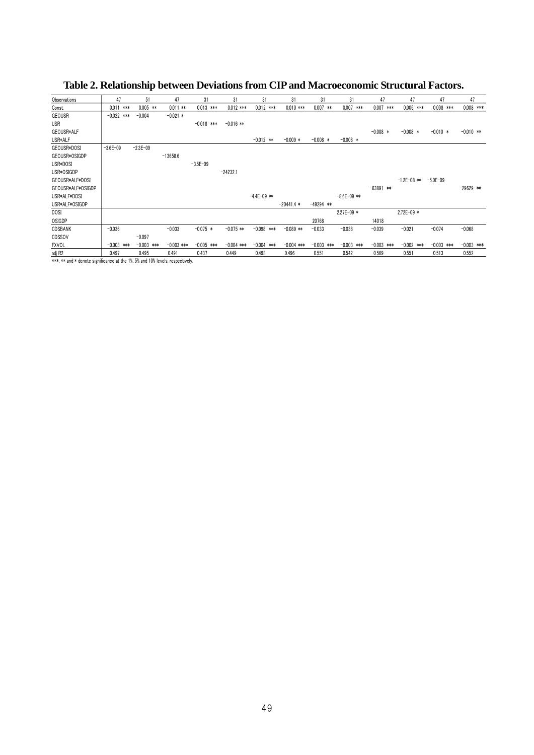# Table 2. Relationship between Deviations from CIP and Macroeconomic Structural Factors.

| Observations | 47 | 51 | 47 | 31 | 31 | 31 | 31 | 31 | 31 | 47 | 47 | 47 | 47 |
|---|---|---|---|---|---|---|---|---|---|---|---|---|---|
| Const. | 0.011 *** | 0.005 ** | 0.011 ** | 0.013 *** | 0.012 *** | 0.012 *** | 0.010 *** | 0.007 ** | 0.007 *** | 0.007 *** | 0.006 *** | 0.008 *** | 0.008 *** |
| GEOUSR | −0.022 *** | −0.004 | −0.021 * | | | | | | | | | | |
| USR | | | | −0.018 *** | −0.016 ** | | | | | | | | |
| GEOUSR*ALF | | | | | | | | | | −0.008 * | −0.008 * | −0.010 * | −0.010 ** |
| USR*ALF | | | | | | −0.012 ** | −0.009 * | −0.008 * | −0.008 * | | | | |
| GEOUSR*DOSI | −3.6E−09 | −2.3E−09 | | | | | | | | | | | |
| GEOUSR*OSIGDP | | | −13658.6 | | | | | | | | | | |
| USR*DOSI | | | | −3.5E−09 | | | | | | | | | |
| USR*OSIGDP | | | | | −24232.1 | | | | | | | | |
| GEOUSR*ALF*DOSI | | | | | | | | | | | −1.2E−08 ** | −5.0E−09 | |
| GEOUSR*ALF*OSIGDP | | | | | | | | | | −63891 ** | | | −29629 ** |
| USR*ALF*DOSI | | | | | | −4.4E−09 ** | | | −8.6E−09 ** | | | | |
| USR*ALF*OSIGDP | | | | | | | −20441.4 * | −49294 ** | | | | | |
| DOSI | | | | | | | | | 2.27E−09 * | | 2.72E−09 * | | |
| OSIGDP | | | | | | | | 20768 | | 14018 | | | |
| CDSBANK | −0.036 | | −0.033 | −0.075 * | −0.075 ** | −0.098 *** | −0.089 ** | −0.033 | −0.038 | −0.039 | −0.021 | −0.074 | −0.068 |
| CDSSOV | | −0.097 | | | | | | | | | | | |
| FXVOL | −0.003 *** | −0.003 *** | −0.003 *** | −0.005 *** | −0.004 *** | −0.004 *** | −0.004 *** | −0.003 *** | −0.003 *** | −0.003 *** | −0.002 *** | −0.003 *** | −0.003 *** |
| adj R2 | 0.497 | 0.495 | 0.491 | 0.437 | 0.449 | 0.498 | 0.496 | 0.551 | 0.542 | 0.569 | 0.551 | 0.513 | 0.552 |

***, ** and * denote significance at the 1%, 5% and 10% levels, respectively.